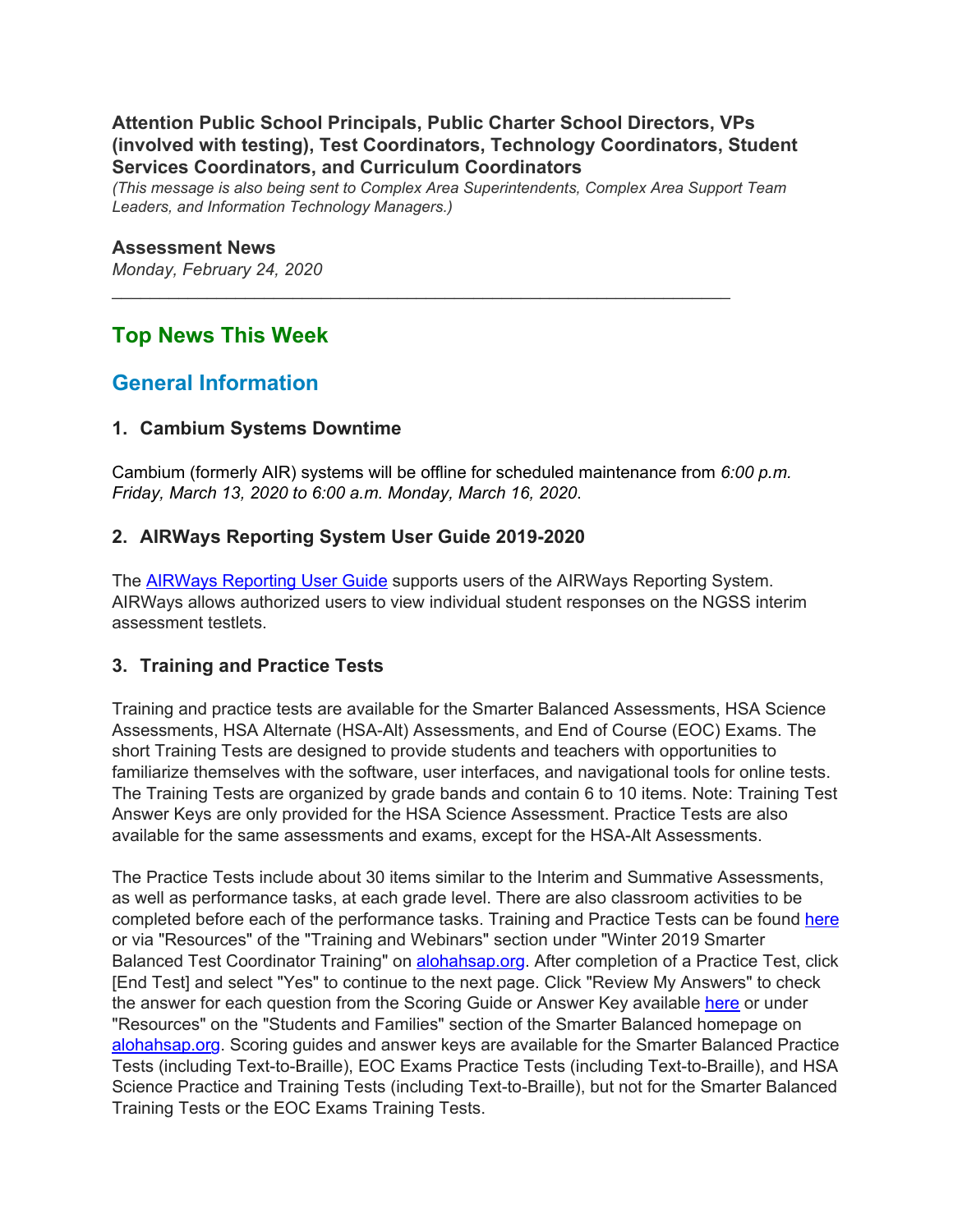**Attention Public School Principals, Public Charter School Directors, VPs (involved with testing), Test Coordinators, Technology Coordinators, Student Services Coordinators, and Curriculum Coordinators**

*(This message is also being sent to Complex Area Superintendents, Complex Area Support Team Leaders, and Information Technology Managers.)*

**Assessment News**

*Monday, February 24, 2020*

---

## Top News This Week

## General Information

### 1. Cambium Systems Downtime

Cambium (formerly AIR) systems will be offline for scheduled maintenance from *6:00 p.m. Friday, March 13, 2020 to 6:00 a.m. Monday, March 16, 2020*.

### 2. AIRWays Reporting System User Guide 2019-2020

The AIRWays Reporting User Guide supports users of the AIRWays Reporting System. AIRWays allows authorized users to view individual student responses on the NGSS interim assessment testlets.

### 3. Training and Practice Tests

Training and practice tests are available for the Smarter Balanced Assessments, HSA Science Assessments, HSA Alternate (HSA-Alt) Assessments, and End of Course (EOC) Exams. The short Training Tests are designed to provide students and teachers with opportunities to familiarize themselves with the software, user interfaces, and navigational tools for online tests. The Training Tests are organized by grade bands and contain 6 to 10 items. Note: Training Test Answer Keys are only provided for the HSA Science Assessment. Practice Tests are also available for the same assessments and exams, except for the HSA-Alt Assessments.

The Practice Tests include about 30 items similar to the Interim and Summative Assessments, as well as performance tasks, at each grade level. There are also classroom activities to be completed before each of the performance tasks. Training and Practice Tests can be found here or via "Resources" of the "Training and Webinars" section under "Winter 2019 Smarter Balanced Test Coordinator Training" on alohahsap.org. After completion of a Practice Test, click [End Test] and select "Yes" to continue to the next page. Click "Review My Answers" to check the answer for each question from the Scoring Guide or Answer Key available here or under "Resources" on the "Students and Families" section of the Smarter Balanced homepage on alohahsap.org. Scoring guides and answer keys are available for the Smarter Balanced Practice Tests (including Text-to-Braille), EOC Exams Practice Tests (including Text-to-Braille), and HSA Science Practice and Training Tests (including Text-to-Braille), but not for the Smarter Balanced Training Tests or the EOC Exams Training Tests.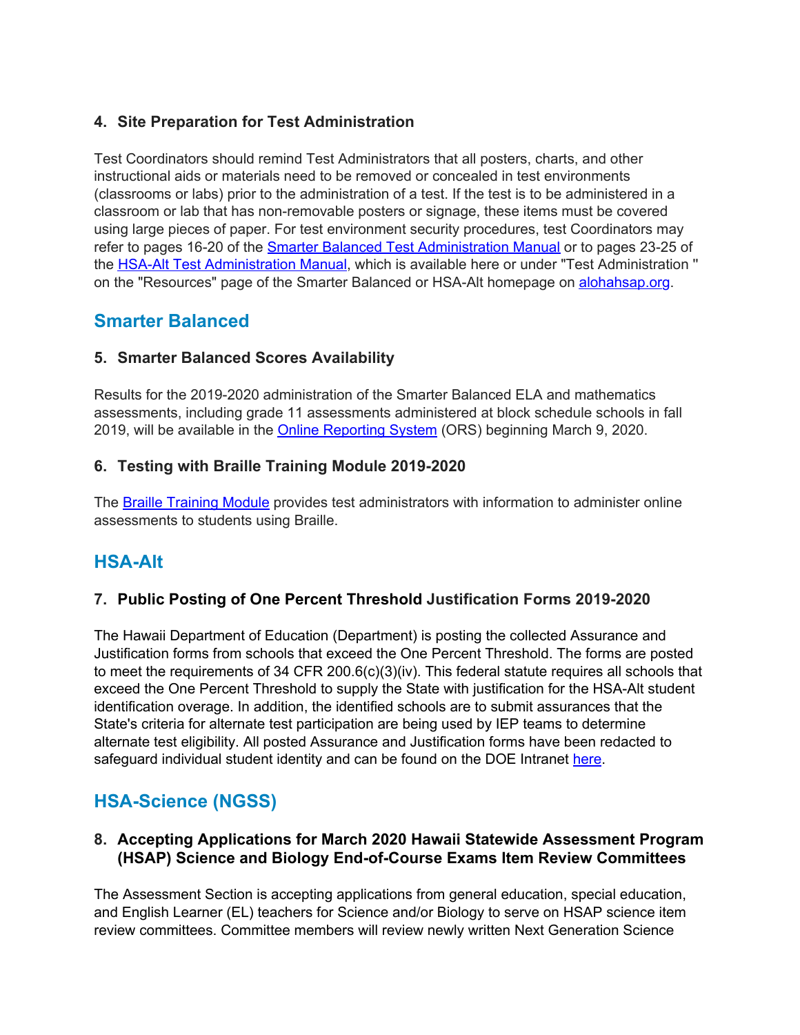### 4. Site Preparation for Test Administration

Test Coordinators should remind Test Administrators that all posters, charts, and other instructional aids or materials need to be removed or concealed in test environments (classrooms or labs) prior to the administration of a test. If the test is to be administered in a classroom or lab that has non-removable posters or signage, these items must be covered using large pieces of paper. For test environment security procedures, test Coordinators may refer to pages 16-20 of the [Smarter Balanced Test Administration Manual]() or to pages 23-25 of the [HSA-Alt Test Administration Manual](), which is available here or under "Test Administration " on the "Resources" page of the Smarter Balanced or HSA-Alt homepage on [alohahsap.org]().

## Smarter Balanced

### 5. Smarter Balanced Scores Availability

Results for the 2019-2020 administration of the Smarter Balanced ELA and mathematics assessments, including grade 11 assessments administered at block schedule schools in fall 2019, will be available in the [Online Reporting System]() (ORS) beginning March 9, 2020.

### 6. Testing with Braille Training Module 2019-2020

The [Braille Training Module]() provides test administrators with information to administer online assessments to students using Braille.

## HSA-Alt

### 7. Public Posting of One Percent Threshold Justification Forms 2019-2020

The Hawaii Department of Education (Department) is posting the collected Assurance and Justification forms from schools that exceed the One Percent Threshold. The forms are posted to meet the requirements of 34 CFR 200.6(c)(3)(iv). This federal statute requires all schools that exceed the One Percent Threshold to supply the State with justification for the HSA-Alt student identification overage. In addition, the identified schools are to submit assurances that the State's criteria for alternate test participation are being used by IEP teams to determine alternate test eligibility. All posted Assurance and Justification forms have been redacted to safeguard individual student identity and can be found on the DOE Intranet [here]().

## HSA-Science (NGSS)

### 8. Accepting Applications for March 2020 Hawaii Statewide Assessment Program (HSAP) Science and Biology End-of-Course Exams Item Review Committees

The Assessment Section is accepting applications from general education, special education, and English Learner (EL) teachers for Science and/or Biology to serve on HSAP science item review committees. Committee members will review newly written Next Generation Science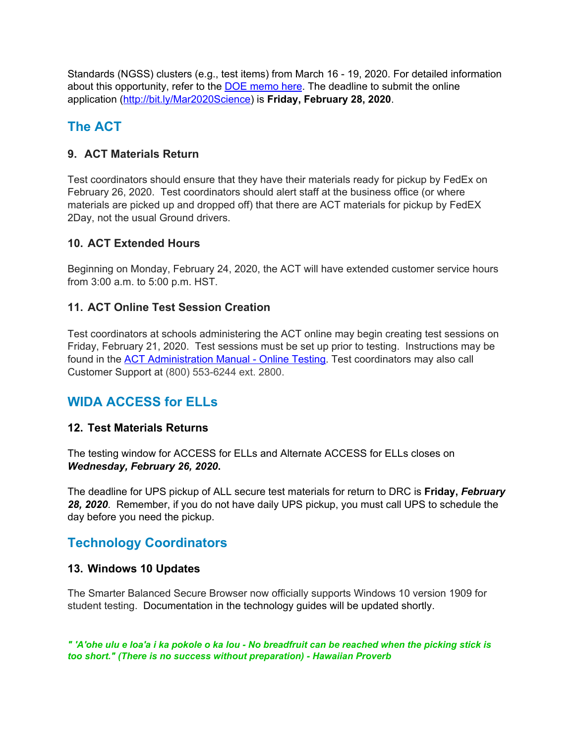Standards (NGSS) clusters (e.g., test items) from March 16 - 19, 2020. For detailed information about this opportunity, refer to the [DOE memo here](). The deadline to submit the online application ([http://bit.ly/Mar2020Science](http://bit.ly/Mar2020Science)) is **Friday, February 28, 2020**.

## The ACT

### 9. ACT Materials Return

Test coordinators should ensure that they have their materials ready for pickup by FedEx on February 26, 2020. Test coordinators should alert staff at the business office (or where materials are picked up and dropped off) that there are ACT materials for pickup by FedEX 2Day, not the usual Ground drivers.

### 10. ACT Extended Hours

Beginning on Monday, February 24, 2020, the ACT will have extended customer service hours from 3:00 a.m. to 5:00 p.m. HST.

### 11. ACT Online Test Session Creation

Test coordinators at schools administering the ACT online may begin creating test sessions on Friday, February 21, 2020. Test sessions must be set up prior to testing. Instructions may be found in the [ACT Administration Manual - Online Testing](). Test coordinators may also call Customer Support at (800) 553-6244 ext. 2800.

## WIDA ACCESS for ELLs

### 12. Test Materials Returns

The testing window for ACCESS for ELLs and Alternate ACCESS for ELLs closes on ***Wednesday, February 26, 2020***.

The deadline for UPS pickup of ALL secure test materials for return to DRC is **Friday, *February 28, 2020***. Remember, if you do not have daily UPS pickup, you must call UPS to schedule the day before you need the pickup.

## Technology Coordinators

### 13. Windows 10 Updates

The Smarter Balanced Secure Browser now officially supports Windows 10 version 1909 for student testing. Documentation in the technology guides will be updated shortly.

***" 'A'ohe ulu e loa'a i ka pokole o ka lou - No breadfruit can be reached when the picking stick is too short." (There is no success without preparation) - Hawaiian Proverb***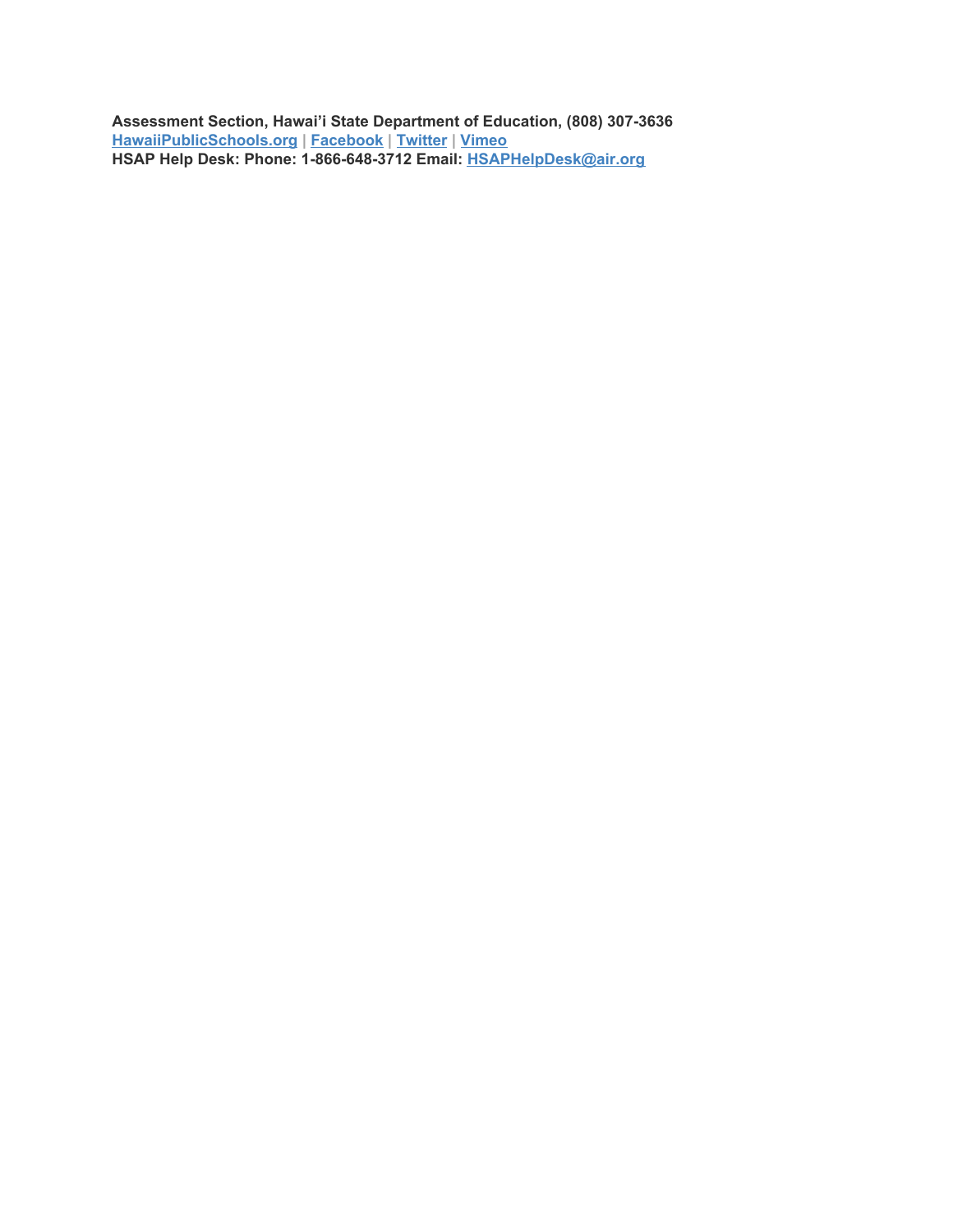**Assessment Section, Hawai'i State Department of Education, (808) 307-3636**
**HawaiiPublicSchools.org | Facebook | Twitter | Vimeo**
**HSAP Help Desk: Phone: 1-866-648-3712 Email: HSAPHelpDesk@air.org**